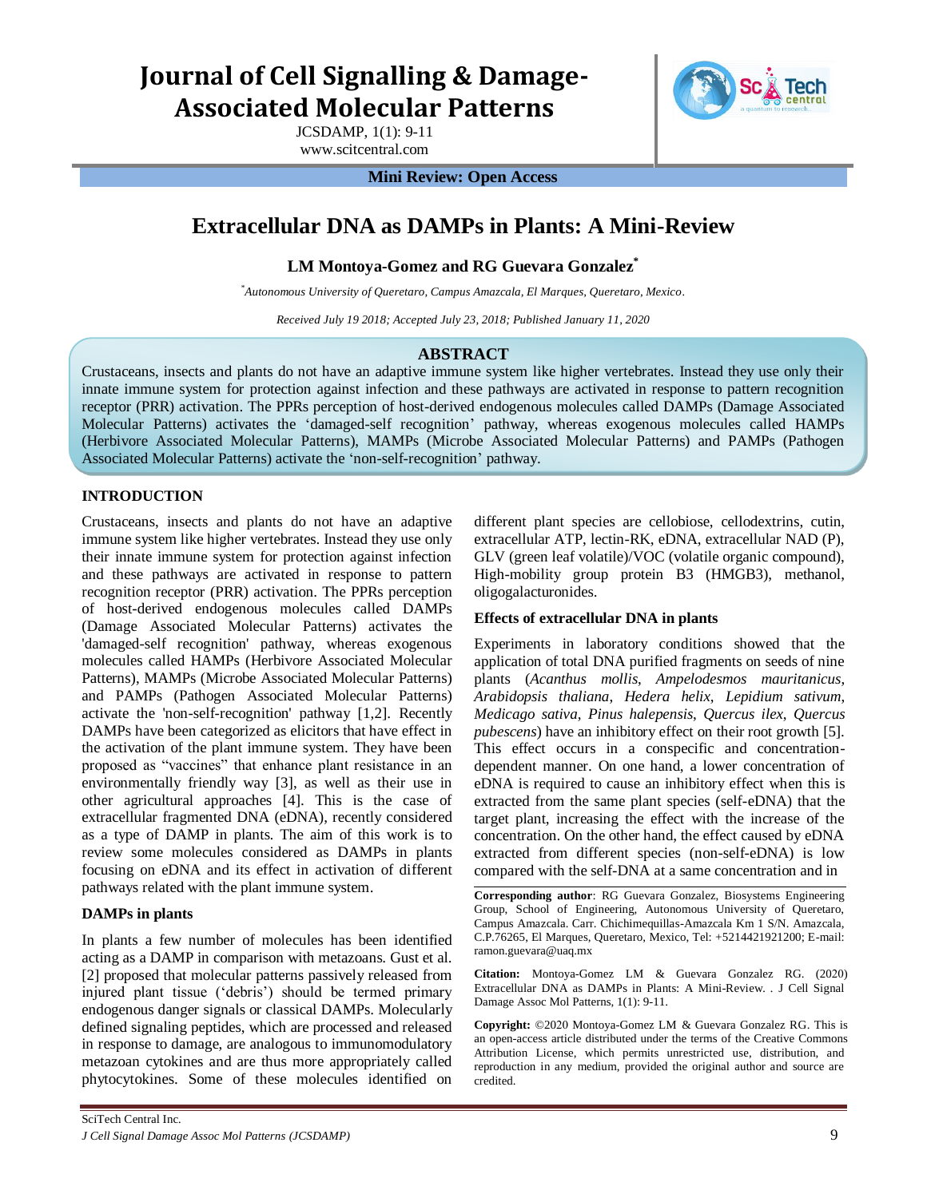# Journal of Cell Signalling & Damage-Associated Molecular Patterns

JCSDAMP, 1(1): 9-11
www.scitcentral.com

**Mini Review: Open Access**

# Extracellular DNA as DAMPs in Plants: A Mini-Review

**LM Montoya-Gomez and RG Guevara Gonzalez***

*Autonomous University of Queretaro, Campus Amazcala, El Marques, Queretaro, Mexico.*

*Received July 19 2018; Accepted July 23, 2018; Published January 11, 2020*

## ABSTRACT

Crustaceans, insects and plants do not have an adaptive immune system like higher vertebrates. Instead they use only their innate immune system for protection against infection and these pathways are activated in response to pattern recognition receptor (PRR) activation. The PPRs perception of host-derived endogenous molecules called DAMPs (Damage Associated Molecular Patterns) activates the 'damaged-self recognition' pathway, whereas exogenous molecules called HAMPs (Herbivore Associated Molecular Patterns), MAMPs (Microbe Associated Molecular Patterns) and PAMPs (Pathogen Associated Molecular Patterns) activate the 'non-self-recognition' pathway.

## INTRODUCTION

Crustaceans, insects and plants do not have an adaptive immune system like higher vertebrates. Instead they use only their innate immune system for protection against infection and these pathways are activated in response to pattern recognition receptor (PRR) activation. The PPRs perception of host-derived endogenous molecules called DAMPs (Damage Associated Molecular Patterns) activates the 'damaged-self recognition' pathway, whereas exogenous molecules called HAMPs (Herbivore Associated Molecular Patterns), MAMPs (Microbe Associated Molecular Patterns) and PAMPs (Pathogen Associated Molecular Patterns) activate the 'non-self-recognition' pathway [1,2]. Recently DAMPs have been categorized as elicitors that have effect in the activation of the plant immune system. They have been proposed as "vaccines" that enhance plant resistance in an environmentally friendly way [3], as well as their use in other agricultural approaches [4]. This is the case of extracellular fragmented DNA (eDNA), recently considered as a type of DAMP in plants. The aim of this work is to review some molecules considered as DAMPs in plants focusing on eDNA and its effect in activation of different pathways related with the plant immune system.

### DAMPs in plants

In plants a few number of molecules has been identified acting as a DAMP in comparison with metazoans. Gust et al. [2] proposed that molecular patterns passively released from injured plant tissue ('debris') should be termed primary endogenous danger signals or classical DAMPs. Molecularly defined signaling peptides, which are processed and released in response to damage, are analogous to immunomodulatory metazoan cytokines and are thus more appropriately called phytocytokines. Some of these molecules identified on different plant species are cellobiose, cellodextrins, cutin, extracellular ATP, lectin-RK, eDNA, extracellular NAD (P), GLV (green leaf volatile)/VOC (volatile organic compound), High-mobility group protein B3 (HMGB3), methanol, oligogalacturonides.

### Effects of extracellular DNA in plants

Experiments in laboratory conditions showed that the application of total DNA purified fragments on seeds of nine plants (*Acanthus mollis*, *Ampelodesmos mauritanicus*, *Arabidopsis thaliana*, *Hedera helix*, *Lepidium sativum*, *Medicago sativa*, *Pinus halepensis*, *Quercus ilex*, *Quercus pubescens*) have an inhibitory effect on their root growth [5]. This effect occurs in a conspecific and concentration-dependent manner. On one hand, a lower concentration of eDNA is required to cause an inhibitory effect when this is extracted from the same plant species (self-eDNA) that the target plant, increasing the effect with the increase of the concentration. On the other hand, the effect caused by eDNA extracted from different species (non-self-eDNA) is low compared with the self-DNA at a same concentration and in

---

**Corresponding author**: RG Guevara Gonzalez, Biosystems Engineering Group, School of Engineering, Autonomous University of Queretaro, Campus Amazcala. Carr. Chichimequillas-Amazcala Km 1 S/N. Amazcala, C.P.76265, El Marques, Queretaro, Mexico, Tel: +5214421921200; E-mail: ramon.guevara@uaq.mx

**Citation:** Montoya-Gomez LM & Guevara Gonzalez RG. (2020) Extracellular DNA as DAMPs in Plants: A Mini-Review. . J Cell Signal Damage Assoc Mol Patterns, 1(1): 9-11.

**Copyright:** ©2020 Montoya-Gomez LM & Guevara Gonzalez RG. This is an open-access article distributed under the terms of the Creative Commons Attribution License, which permits unrestricted use, distribution, and reproduction in any medium, provided the original author and source are credited.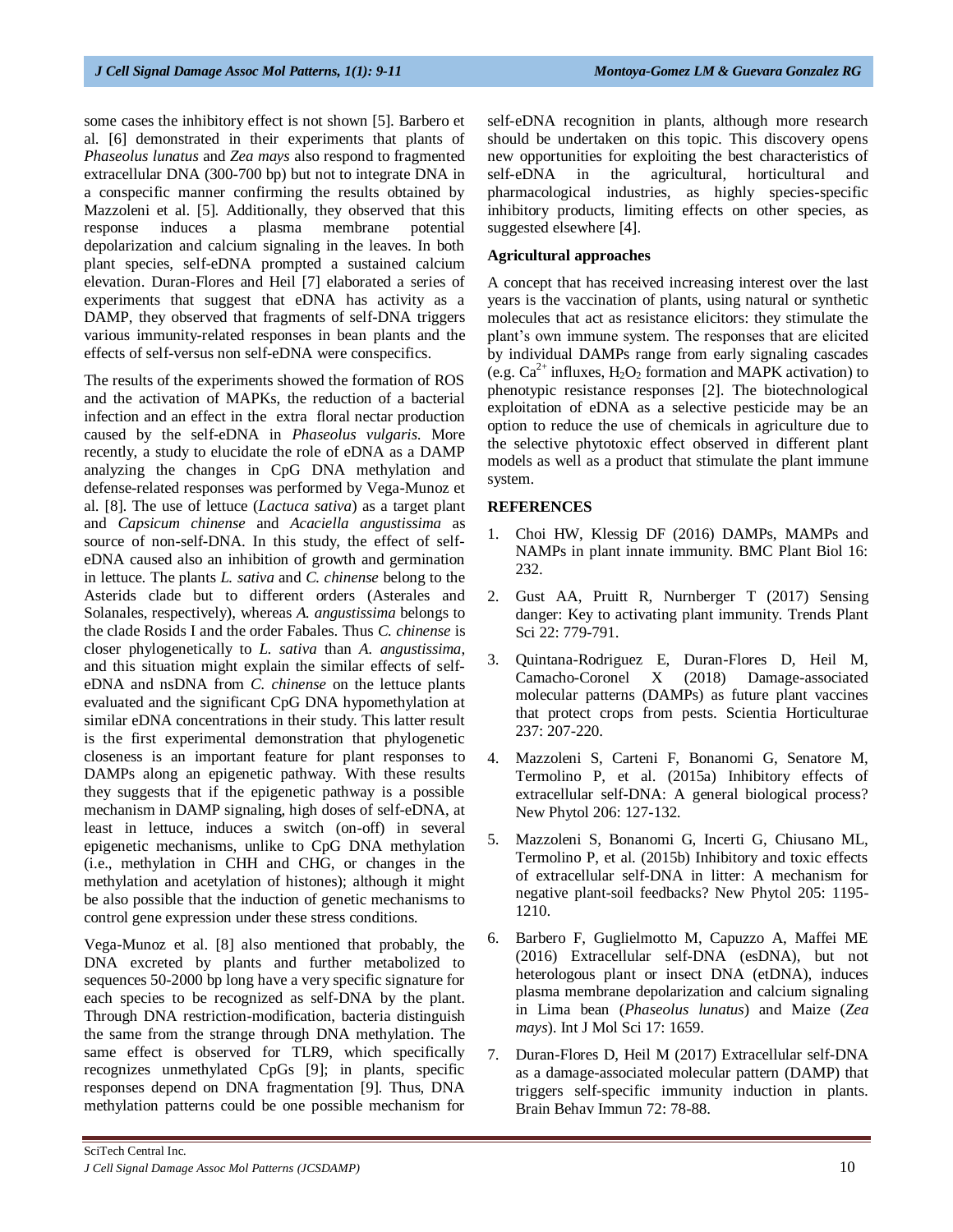some cases the inhibitory effect is not shown [5]. Barbero et al. [6] demonstrated in their experiments that plants of *Phaseolus lunatus* and *Zea mays* also respond to fragmented extracellular DNA (300-700 bp) but not to integrate DNA in a conspecific manner confirming the results obtained by Mazzoleni et al. [5]. Additionally, they observed that this response induces a plasma membrane potential depolarization and calcium signaling in the leaves. In both plant species, self-eDNA prompted a sustained calcium elevation. Duran-Flores and Heil [7] elaborated a series of experiments that suggest that eDNA has activity as a DAMP, they observed that fragments of self-DNA triggers various immunity-related responses in bean plants and the effects of self-versus non self-eDNA were conspecifics.

The results of the experiments showed the formation of ROS and the activation of MAPKs, the reduction of a bacterial infection and an effect in the extra floral nectar production caused by the self-eDNA in *Phaseolus vulgaris*. More recently, a study to elucidate the role of eDNA as a DAMP analyzing the changes in CpG DNA methylation and defense-related responses was performed by Vega-Munoz et al. [8]. The use of lettuce (*Lactuca sativa*) as a target plant and *Capsicum chinense* and *Acaciella angustissima* as source of non-self-DNA. In this study, the effect of self-eDNA caused also an inhibition of growth and germination in lettuce. The plants *L. sativa* and *C. chinense* belong to the Asterids clade but to different orders (Asterales and Solanales, respectively), whereas *A. angustissima* belongs to the clade Rosids I and the order Fabales. Thus *C. chinense* is closer phylogenetically to *L. sativa* than *A. angustissima*, and this situation might explain the similar effects of self-eDNA and nsDNA from *C. chinense* on the lettuce plants evaluated and the significant CpG DNA hypomethylation at similar eDNA concentrations in their study. This latter result is the first experimental demonstration that phylogenetic closeness is an important feature for plant responses to DAMPs along an epigenetic pathway. With these results they suggests that if the epigenetic pathway is a possible mechanism in DAMP signaling, high doses of self-eDNA, at least in lettuce, induces a switch (on-off) in several epigenetic mechanisms, unlike to CpG DNA methylation (i.e., methylation in CHH and CHG, or changes in the methylation and acetylation of histones); although it might be also possible that the induction of genetic mechanisms to control gene expression under these stress conditions.

Vega-Munoz et al. [8] also mentioned that probably, the DNA excreted by plants and further metabolized to sequences 50-2000 bp long have a very specific signature for each species to be recognized as self-DNA by the plant. Through DNA restriction-modification, bacteria distinguish the same from the strange through DNA methylation. The same effect is observed for TLR9, which specifically recognizes unmethylated CpGs [9]; in plants, specific responses depend on DNA fragmentation [9]. Thus, DNA methylation patterns could be one possible mechanism for self-eDNA recognition in plants, although more research should be undertaken on this topic. This discovery opens new opportunities for exploiting the best characteristics of self-eDNA in the agricultural, horticultural and pharmacological industries, as highly species-specific inhibitory products, limiting effects on other species, as suggested elsewhere [4].

**Agricultural approaches**

A concept that has received increasing interest over the last years is the vaccination of plants, using natural or synthetic molecules that act as resistance elicitors: they stimulate the plant's own immune system. The responses that are elicited by individual DAMPs range from early signaling cascades (e.g. $Ca^{2+}$ influxes, $H_2O_2$ formation and MAPK activation) to phenotypic resistance responses [2]. The biotechnological exploitation of eDNA as a selective pesticide may be an option to reduce the use of chemicals in agriculture due to the selective phytotoxic effect observed in different plant models as well as a product that stimulate the plant immune system.

**REFERENCES**

1. Choi HW, Klessig DF (2016) DAMPs, MAMPs and NAMPs in plant innate immunity. BMC Plant Biol 16: 232.
2. Gust AA, Pruitt R, Nurnberger T (2017) Sensing danger: Key to activating plant immunity. Trends Plant Sci 22: 779-791.
3. Quintana-Rodriguez E, Duran-Flores D, Heil M, Camacho-Coronel X (2018) Damage-associated molecular patterns (DAMPs) as future plant vaccines that protect crops from pests. Scientia Horticulturae 237: 207-220.
4. Mazzoleni S, Carteni F, Bonanomi G, Senatore M, Termolino P, et al. (2015a) Inhibitory effects of extracellular self-DNA: A general biological process? New Phytol 206: 127-132.
5. Mazzoleni S, Bonanomi G, Incerti G, Chiusano ML, Termolino P, et al. (2015b) Inhibitory and toxic effects of extracellular self-DNA in litter: A mechanism for negative plant-soil feedbacks? New Phytol 205: 1195-1210.
6. Barbero F, Guglielmotto M, Capuzzo A, Maffei ME (2016) Extracellular self-DNA (esDNA), but not heterologous plant or insect DNA (etDNA), induces plasma membrane depolarization and calcium signaling in Lima bean (*Phaseolus lunatus*) and Maize (*Zea mays*). Int J Mol Sci 17: 1659.
7. Duran-Flores D, Heil M (2017) Extracellular self-DNA as a damage-associated molecular pattern (DAMP) that triggers self-specific immunity induction in plants. Brain Behav Immun 72: 78-88.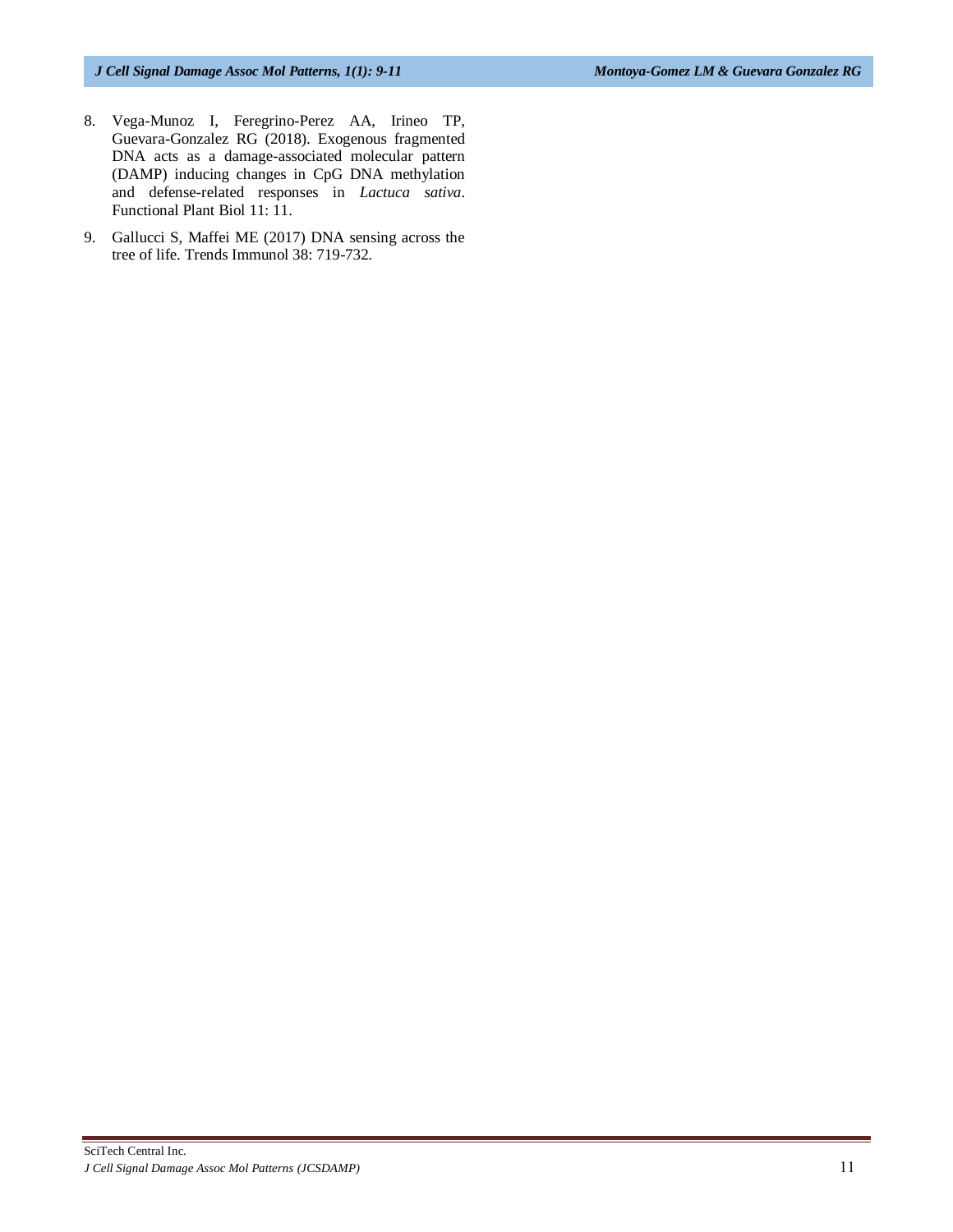8. Vega-Munoz I, Feregrino-Perez AA, Irineo TP, Guevara-Gonzalez RG (2018). Exogenous fragmented DNA acts as a damage-associated molecular pattern (DAMP) inducing changes in CpG DNA methylation and defense-related responses in *Lactuca sativa*. Functional Plant Biol 11: 11.

9. Gallucci S, Maffei ME (2017) DNA sensing across the tree of life. Trends Immunol 38: 719-732.